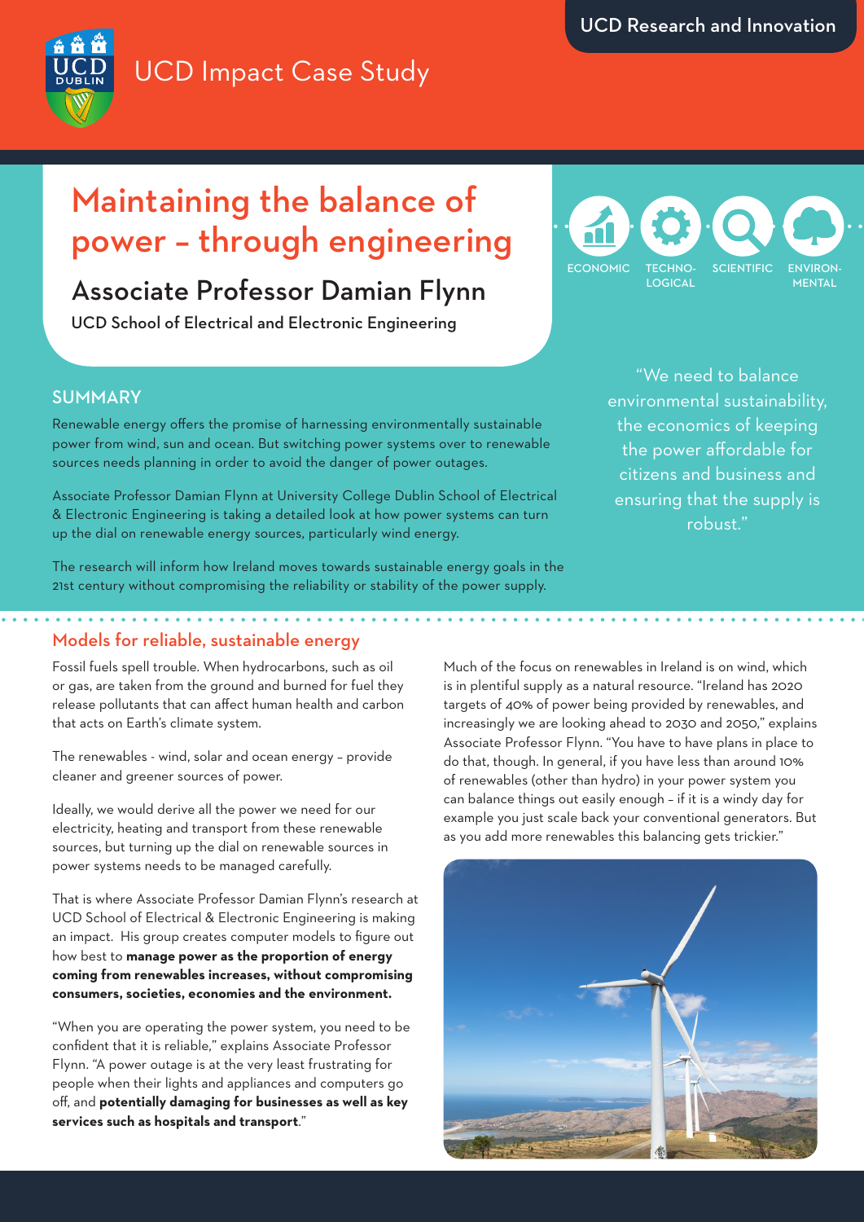UCD Research and Innovation

UCD Impact Case Study

# Maintaining the balance of power – through engineering

## Associate Professor Damian Flynn

UCD School of Electrical and Electronic Engineering

ECONOMIC | TECHNOLOGICAL | SCIENTIFIC | ENVIRONMENTAL

## SUMMARY

Renewable energy offers the promise of harnessing environmentally sustainable power from wind, sun and ocean. But switching power systems over to renewable sources needs planning in order to avoid the danger of power outages.

Associate Professor Damian Flynn at University College Dublin School of Electrical & Electronic Engineering is taking a detailed look at how power systems can turn up the dial on renewable energy sources, particularly wind energy.

The research will inform how Ireland moves towards sustainable energy goals in the 21st century without compromising the reliability or stability of the power supply.

"We need to balance environmental sustainability, the economics of keeping the power affordable for citizens and business and ensuring that the supply is robust."

## Models for reliable, sustainable energy

Fossil fuels spell trouble. When hydrocarbons, such as oil or gas, are taken from the ground and burned for fuel they release pollutants that can affect human health and carbon that acts on Earth's climate system.

The renewables - wind, solar and ocean energy – provide cleaner and greener sources of power.

Ideally, we would derive all the power we need for our electricity, heating and transport from these renewable sources, but turning up the dial on renewable sources in power systems needs to be managed carefully.

That is where Associate Professor Damian Flynn's research at UCD School of Electrical & Electronic Engineering is making an impact. His group creates computer models to figure out how best to **manage power as the proportion of energy coming from renewables increases, without compromising consumers, societies, economies and the environment.**

"When you are operating the power system, you need to be confident that it is reliable," explains Associate Professor Flynn. "A power outage is at the very least frustrating for people when their lights and appliances and computers go off, and **potentially damaging for businesses as well as key services such as hospitals and transport**."

Much of the focus on renewables in Ireland is on wind, which is in plentiful supply as a natural resource. "Ireland has 2020 targets of 40% of power being provided by renewables, and increasingly we are looking ahead to 2030 and 2050," explains Associate Professor Flynn. "You have to have plans in place to do that, though. In general, if you have less than around 10% of renewables (other than hydro) in your power system you can balance things out easily enough – if it is a windy day for example you just scale back your conventional generators. But as you add more renewables this balancing gets trickier."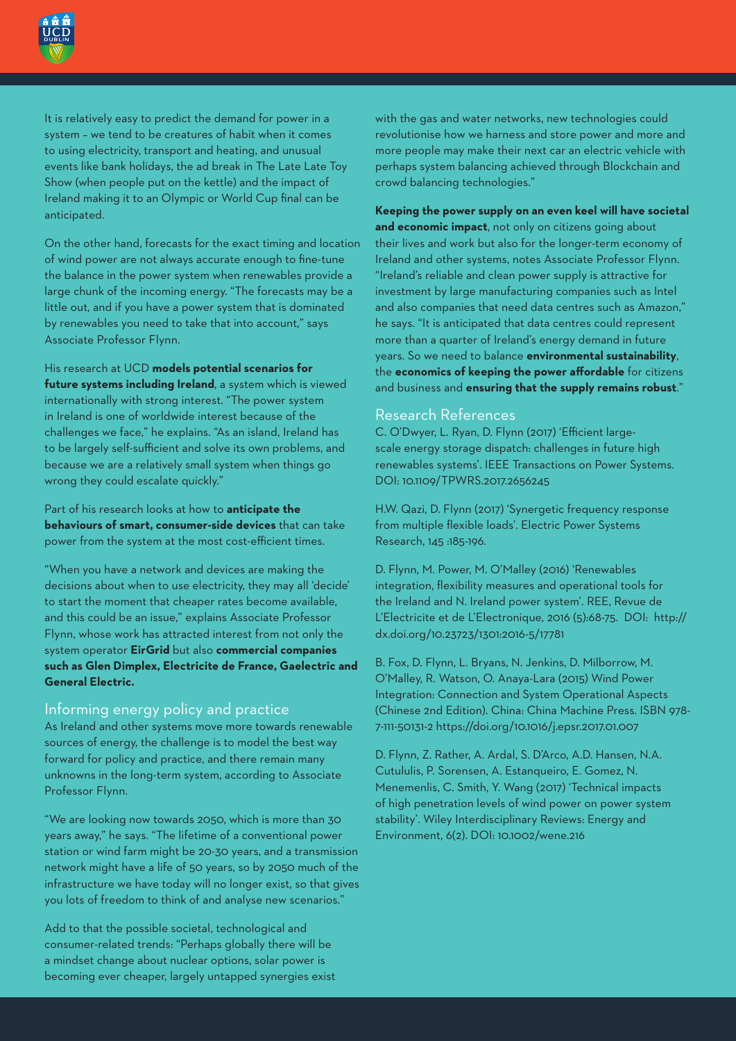It is relatively easy to predict the demand for power in a system – we tend to be creatures of habit when it comes to using electricity, transport and heating, and unusual events like bank holidays, the ad break in The Late Late Toy Show (when people put on the kettle) and the impact of Ireland making it to an Olympic or World Cup final can be anticipated.

On the other hand, forecasts for the exact timing and location of wind power are not always accurate enough to fine-tune the balance in the power system when renewables provide a large chunk of the incoming energy. "The forecasts may be a little out, and if you have a power system that is dominated by renewables you need to take that into account," says Associate Professor Flynn.

His research at UCD **models potential scenarios for future systems including Ireland**, a system which is viewed internationally with strong interest. "The power system in Ireland is one of worldwide interest because of the challenges we face," he explains. "As an island, Ireland has to be largely self-sufficient and solve its own problems, and because we are a relatively small system when things go wrong they could escalate quickly."

Part of his research looks at how to **anticipate the behaviours of smart, consumer-side devices** that can take power from the system at the most cost-efficient times.

"When you have a network and devices are making the decisions about when to use electricity, they may all 'decide' to start the moment that cheaper rates become available, and this could be an issue," explains Associate Professor Flynn, whose work has attracted interest from not only the system operator **EirGrid** but also **commercial companies such as Glen Dimplex, Electricite de France, Gaelectric and General Electric.**

## Informing energy policy and practice

As Ireland and other systems move more towards renewable sources of energy, the challenge is to model the best way forward for policy and practice, and there remain many unknowns in the long-term system, according to Associate Professor Flynn.

"We are looking now towards 2050, which is more than 30 years away," he says. "The lifetime of a conventional power station or wind farm might be 20-30 years, and a transmission network might have a life of 50 years, so by 2050 much of the infrastructure we have today will no longer exist, so that gives you lots of freedom to think of and analyse new scenarios."

Add to that the possible societal, technological and consumer-related trends: "Perhaps globally there will be a mindset change about nuclear options, solar power is becoming ever cheaper, largely untapped synergies exist with the gas and water networks, new technologies could revolutionise how we harness and store power and more and more people may make their next car an electric vehicle with perhaps system balancing achieved through Blockchain and crowd balancing technologies."

**Keeping the power supply on an even keel will have societal and economic impact**, not only on citizens going about their lives and work but also for the longer-term economy of Ireland and other systems, notes Associate Professor Flynn. "Ireland's reliable and clean power supply is attractive for investment by large manufacturing companies such as Intel and also companies that need data centres such as Amazon," he says. "It is anticipated that data centres could represent more than a quarter of Ireland's energy demand in future years. So we need to balance **environmental sustainability**, the **economics of keeping the power affordable** for citizens and business and **ensuring that the supply remains robust**."

## Research References

C. O'Dwyer, L. Ryan, D. Flynn (2017) 'Efficient large-scale energy storage dispatch: challenges in future high renewables systems'. IEEE Transactions on Power Systems. DOI: 10.1109/TPWRS.2017.2656245

H.W. Qazi, D. Flynn (2017) 'Synergetic frequency response from multiple flexible loads'. Electric Power Systems Research, 145 :185-196.

D. Flynn, M. Power, M. O'Malley (2016) 'Renewables integration, flexibility measures and operational tools for the Ireland and N. Ireland power system'. REE, Revue de L'Electricite et de L'Electronique, 2016 (5):68-75. DOI: http://dx.doi.org/10.23723/1301:2016-5/17781

B. Fox, D. Flynn, L. Bryans, N. Jenkins, D. Milborrow, M. O'Malley, R. Watson, O. Anaya-Lara (2015) Wind Power Integration: Connection and System Operational Aspects (Chinese 2nd Edition). China: China Machine Press. ISBN 978-7-111-50131-2 https://doi.org/10.1016/j.epsr.2017.01.007

D. Flynn, Z. Rather, A. Ardal, S. D'Arco, A.D. Hansen, N.A. Cutululis, P. Sorensen, A. Estanqueiro, E. Gomez, N. Menemenlis, C. Smith, Y. Wang (2017) 'Technical impacts of high penetration levels of wind power on power system stability'. Wiley Interdisciplinary Reviews: Energy and Environment, 6(2). DOI: 10.1002/wene.216